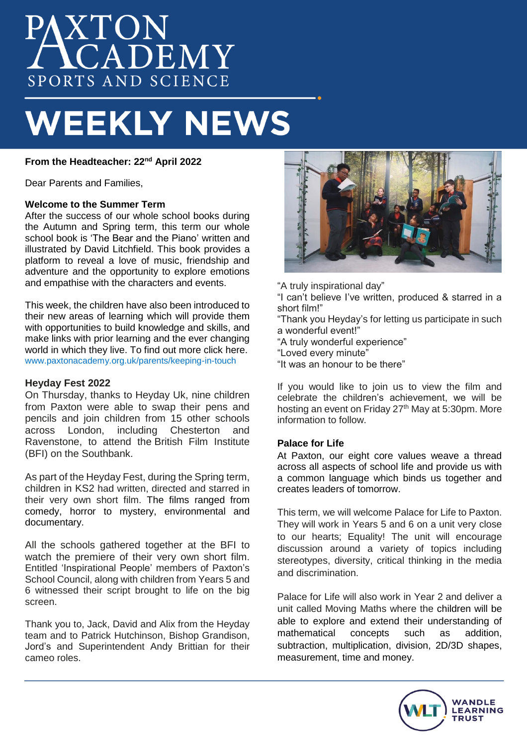# PAXTON ACADEMY
SPORTS AND SCIENCE

# WEEKLY NEWS

**From the Headteacher: 22nd April 2022**

Dear Parents and Families,

**Welcome to the Summer Term**

After the success of our whole school books during the Autumn and Spring term, this term our whole school book is 'The Bear and the Piano' written and illustrated by David Litchfield. This book provides a platform to reveal a love of music, friendship and adventure and the opportunity to explore emotions and empathise with the characters and events.

This week, the children have also been introduced to their new areas of learning which will provide them with opportunities to build knowledge and skills, and make links with prior learning and the ever changing world in which they live. To find out more click here. www.paxtonacademy.org.uk/parents/keeping-in-touch

**Heyday Fest 2022**

On Thursday, thanks to Heyday Uk, nine children from Paxton were able to swap their pens and pencils and join children from 15 other schools across London, including Chesterton and Ravenstone, to attend the British Film Institute (BFI) on the Southbank.

As part of the Heyday Fest, during the Spring term, children in KS2 had written, directed and starred in their very own short film. The films ranged from comedy, horror to mystery, environmental and documentary.

All the schools gathered together at the BFI to watch the premiere of their very own short film. Entitled 'Inspirational People' members of Paxton's School Council, along with children from Years 5 and 6 witnessed their script brought to life on the big screen.

Thank you to, Jack, David and Alix from the Heyday team and to Patrick Hutchinson, Bishop Grandison, Jord's and Superintendent Andy Brittian for their cameo roles.

"A truly inspirational day"
"I can't believe I've written, produced & starred in a short film!"
"Thank you Heyday's for letting us participate in such a wonderful event!"
"A truly wonderful experience"
"Loved every minute"
"It was an honour to be there"

If you would like to join us to view the film and celebrate the children's achievement, we will be hosting an event on Friday 27th May at 5:30pm. More information to follow.

**Palace for Life**

At Paxton, our eight core values weave a thread across all aspects of school life and provide us with a common language which binds us together and creates leaders of tomorrow.

This term, we will welcome Palace for Life to Paxton. They will work in Years 5 and 6 on a unit very close to our hearts; Equality! The unit will encourage discussion around a variety of topics including stereotypes, diversity, critical thinking in the media and discrimination.

Palace for Life will also work in Year 2 and deliver a unit called Moving Maths where the children will be able to explore and extend their understanding of mathematical concepts such as addition, subtraction, multiplication, division, 2D/3D shapes, measurement, time and money.

WANDLE LEARNING TRUST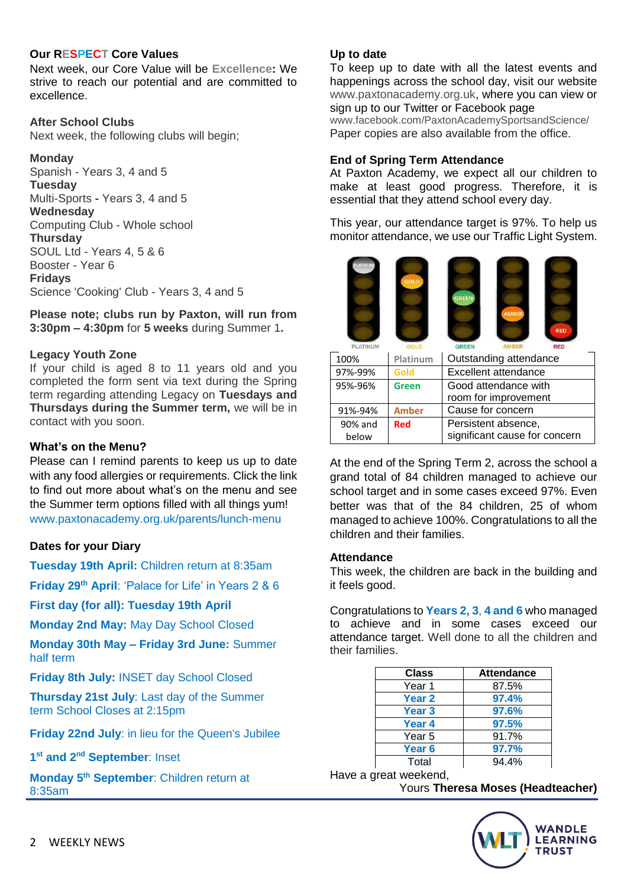### Our RESPECT Core Values

Next week, our Core Value will be **Excellence:** We strive to reach our potential and are committed to excellence.

### After School Clubs

Next week, the following clubs will begin;

**Monday**
Spanish - Years 3, 4 and 5
**Tuesday**
Multi-Sports **-** Years 3, 4 and 5
**Wednesday**
Computing Club - Whole school
**Thursday**
SOUL Ltd - Years 4, 5 & 6
Booster - Year 6
**Fridays**
Science 'Cooking' Club - Years 3, 4 and 5

**Please note; clubs run by Paxton, will run from 3:30pm – 4:30pm** for **5 weeks** during Summer 1**.**

### Legacy Youth Zone

If your child is aged 8 to 11 years old and you completed the form sent via text during the Spring term regarding attending Legacy on **Tuesdays and Thursdays during the Summer term,** we will be in contact with you soon.

### What's on the Menu?

Please can I remind parents to keep us up to date with any food allergies or requirements. Click the link to find out more about what's on the menu and see the Summer term options filled with all things yum!
www.paxtonacademy.org.uk/parents/lunch-menu

### Dates for your Diary

**Tuesday 19th April:** Children return at 8:35am

**Friday 29th April**: 'Palace for Life' in Years 2 & 6

**First day (for all): Tuesday 19th April**

**Monday 2nd May:** May Day School Closed

**Monday 30th May – Friday 3rd June:** Summer half term

**Friday 8th July:** INSET day School Closed

**Thursday 21st July**: Last day of the Summer term School Closes at 2:15pm

**Friday 22nd July**: in lieu for the Queen's Jubilee

**1st and 2nd September**: Inset

**Monday 5th September**: Children return at 8:35am

### Up to date

To keep up to date with all the latest events and happenings across the school day, visit our website www.paxtonacademy.org.uk, where you can view or sign up to our Twitter or Facebook page www.facebook.com/PaxtonAcademySportsandScience/
Paper copies are also available from the office.

### End of Spring Term Attendance

At Paxton Academy, we expect all our children to make at least good progress. Therefore, it is essential that they attend school every day.

This year, our attendance target is 97%. To help us monitor attendance, we use our Traffic Light System.

PLATINUM GOLD GREEN AMBER RED

| | | |
|---|---|---|
| 100% | Platinum | Outstanding attendance |
| 97%-99% | Gold | Excellent attendance |
| 95%-96% | Green | Good attendance with room for improvement |
| 91%-94% | Amber | Cause for concern |
| 90% and below | Red | Persistent absence, significant cause for concern |

At the end of the Spring Term 2, across the school a grand total of 84 children managed to achieve our school target and in some cases exceed 97%. Even better was that of the 84 children, 25 of whom managed to achieve 100%. Congratulations to all the children and their families.

### Attendance

This week, the children are back in the building and it feels good.

Congratulations to **Years 2, 3, 4 and 6** who managed to achieve and in some cases exceed our attendance target. Well done to all the children and their families.

| Class | Attendance |
|---|---|
| Year 1 | 87.5% |
| **Year 2** | **97.4%** |
| **Year 3** | **97.6%** |
| **Year 4** | **97.5%** |
| Year 5 | 91.7% |
| **Year 6** | **97.7%** |
| Total | 94.4% |

Have a great weekend,
Yours **Theresa Moses (Headteacher)**

WLT WANDLE LEARNING TRUST